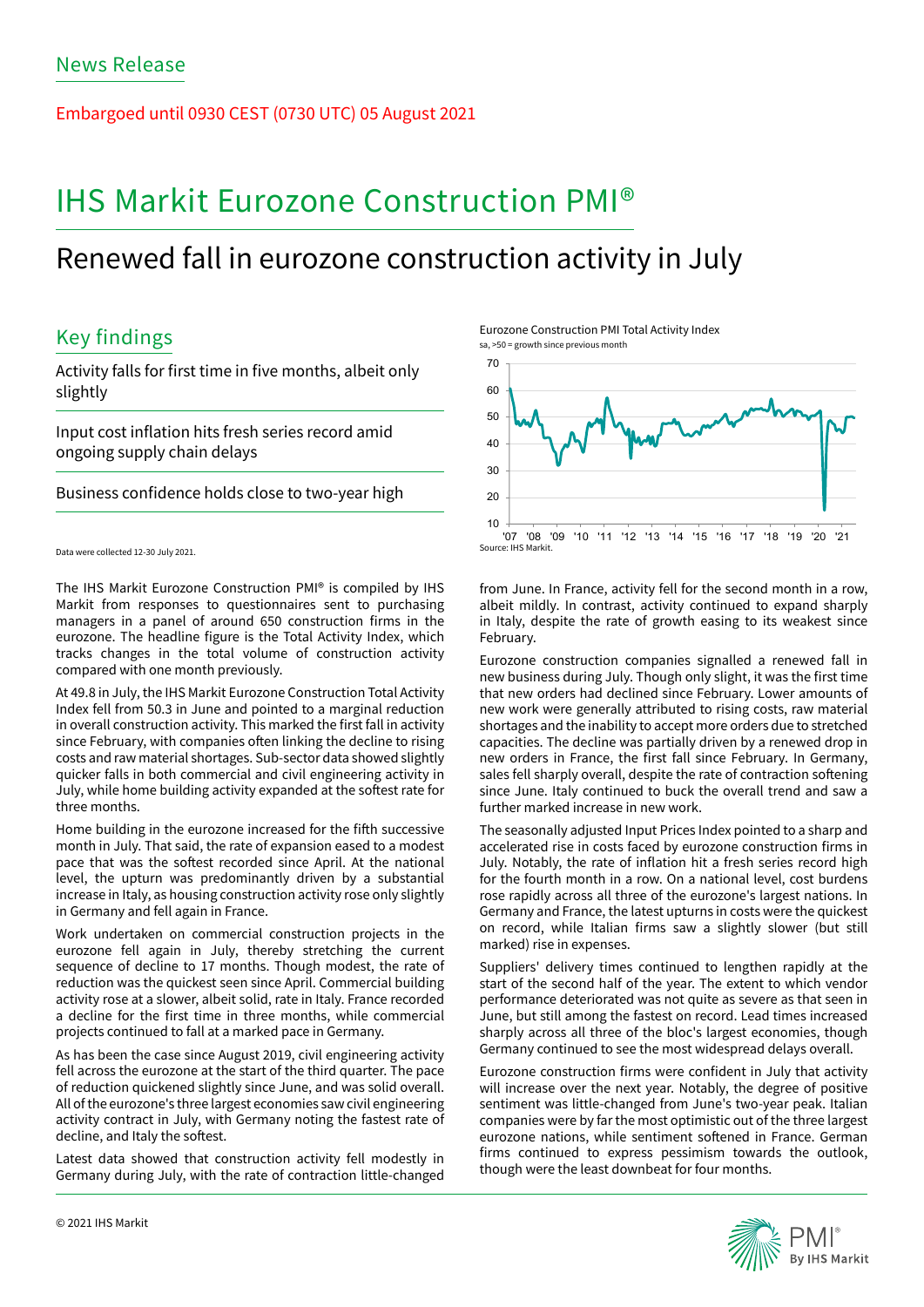News Release

Embargoed until 0930 CEST (0730 UTC) 05 August 2021

# IHS Markit Eurozone Construction PMI®

## Renewed fall in eurozone construction activity in July

## Key findings

Activity falls for first time in five months, albeit only slightly

Input cost inflation hits fresh series record amid ongoing supply chain delays

Business confidence holds close to two-year high

Data were collected 12-30 July 2021.

Eurozone Construction PMI Total Activity Index
sa, >50 = growth since previous month

Source: IHS Markit.

The IHS Markit Eurozone Construction PMI® is compiled by IHS Markit from responses to questionnaires sent to purchasing managers in a panel of around 650 construction firms in the eurozone. The headline figure is the Total Activity Index, which tracks changes in the total volume of construction activity compared with one month previously.

At 49.8 in July, the IHS Markit Eurozone Construction Total Activity Index fell from 50.3 in June and pointed to a marginal reduction in overall construction activity. This marked the first fall in activity since February, with companies often linking the decline to rising costs and raw material shortages. Sub-sector data showed slightly quicker falls in both commercial and civil engineering activity in July, while home building activity expanded at the softest rate for three months.

Home building in the eurozone increased for the fifth successive month in July. That said, the rate of expansion eased to a modest pace that was the softest recorded since April. At the national level, the upturn was predominantly driven by a substantial increase in Italy, as housing construction activity rose only slightly in Germany and fell again in France.

Work undertaken on commercial construction projects in the eurozone fell again in July, thereby stretching the current sequence of decline to 17 months. Though modest, the rate of reduction was the quickest seen since April. Commercial building activity rose at a slower, albeit solid, rate in Italy. France recorded a decline for the first time in three months, while commercial projects continued to fall at a marked pace in Germany.

As has been the case since August 2019, civil engineering activity fell across the eurozone at the start of the third quarter. The pace of reduction quickened slightly since June, and was solid overall. All of the eurozone's three largest economies saw civil engineering activity contract in July, with Germany noting the fastest rate of decline, and Italy the softest.

Latest data showed that construction activity fell modestly in Germany during July, with the rate of contraction little-changed from June. In France, activity fell for the second month in a row, albeit mildly. In contrast, activity continued to expand sharply in Italy, despite the rate of growth easing to its weakest since February.

Eurozone construction companies signalled a renewed fall in new business during July. Though only slight, it was the first time that new orders had declined since February. Lower amounts of new work were generally attributed to rising costs, raw material shortages and the inability to accept more orders due to stretched capacities. The decline was partially driven by a renewed drop in new orders in France, the first fall since February. In Germany, sales fell sharply overall, despite the rate of contraction softening since June. Italy continued to buck the overall trend and saw a further marked increase in new work.

The seasonally adjusted Input Prices Index pointed to a sharp and accelerated rise in costs faced by eurozone construction firms in July. Notably, the rate of inflation hit a fresh series record high for the fourth month in a row. On a national level, cost burdens rose rapidly across all three of the eurozone's largest nations. In Germany and France, the latest upturns in costs were the quickest on record, while Italian firms saw a slightly slower (but still marked) rise in expenses.

Suppliers' delivery times continued to lengthen rapidly at the start of the second half of the year. The extent to which vendor performance deteriorated was not quite as severe as that seen in June, but still among the fastest on record. Lead times increased sharply across all three of the bloc's largest economies, though Germany continued to see the most widespread delays overall.

Eurozone construction firms were confident in July that activity will increase over the next year. Notably, the degree of positive sentiment was little-changed from June's two-year peak. Italian companies were by far the most optimistic out of the three largest eurozone nations, while sentiment softened in France. German firms continued to express pessimism towards the outlook, though were the least downbeat for four months.

© 2021 IHS Markit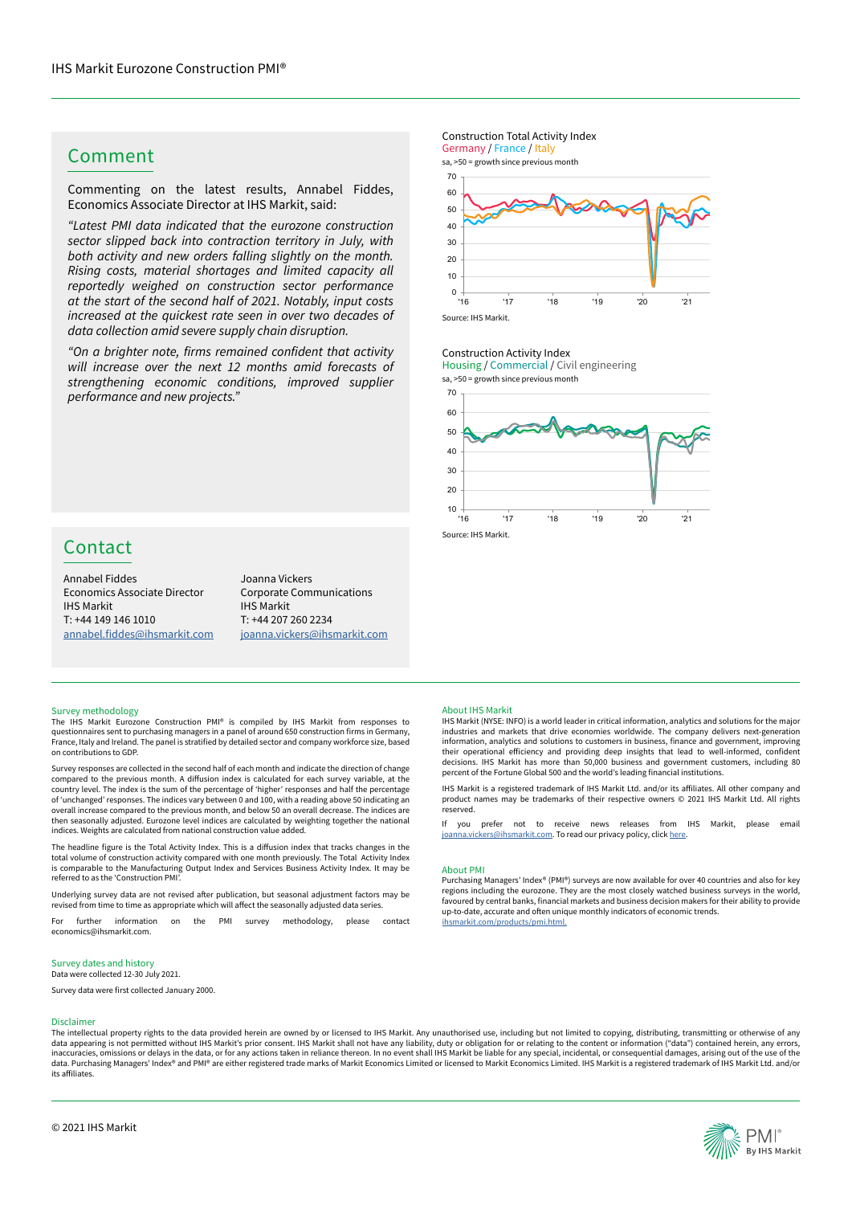## Comment

Commenting on the latest results, Annabel Fiddes, Economics Associate Director at IHS Markit, said:

*"Latest PMI data indicated that the eurozone construction sector slipped back into contraction territory in July, with both activity and new orders falling slightly on the month. Rising costs, material shortages and limited capacity all reportedly weighed on construction sector performance at the start of the second half of 2021. Notably, input costs increased at the quickest rate seen in over two decades of data collection amid severe supply chain disruption.*

*"On a brighter note, firms remained confident that activity will increase over the next 12 months amid forecasts of strengthening economic conditions, improved supplier performance and new projects."*

Construction Total Activity Index
Germany / France / Italy
sa, >50 = growth since previous month

70
60
50
40
30
20
10
0
'16 '17 '18 '19 '20 '21

Source: IHS Markit.

Construction Activity Index
Housing / Commercial / Civil engineering
sa, >50 = growth since previous month

70
60
50
40
30
20
10
'16 '17 '18 '19 '20 '21

Source: IHS Markit.

## Contact

Annabel Fiddes
Economics Associate Director
IHS Markit
T: +44 149 146 1010
annabel.fiddes@ihsmarkit.com

Joanna Vickers
Corporate Communications
IHS Markit
T: +44 207 260 2234
joanna.vickers@ihsmarkit.com

### Survey methodology

The IHS Markit Eurozone Construction PMI® is compiled by IHS Markit from responses to questionnaires sent to purchasing managers in a panel of around 650 construction firms in Germany, France, Italy and Ireland. The panel is stratified by detailed sector and company workforce size, based on contributions to GDP.

Survey responses are collected in the second half of each month and indicate the direction of change compared to the previous month. A diffusion index is calculated for each survey variable, at the country level. The index is the sum of the percentage of 'higher' responses and half the percentage of 'unchanged' responses. The indices vary between 0 and 100, with a reading above 50 indicating an overall increase compared to the previous month, and below 50 an overall decrease. The indices are then seasonally adjusted. Eurozone level indices are calculated by weighting together the national indices. Weights are calculated from national construction value added.

The headline figure is the Total Activity Index. This is a diffusion index that tracks changes in the total volume of construction activity compared with one month previously. The Total Activity Index is comparable to the Manufacturing Output Index and Services Business Activity Index. It may be referred to as the 'Construction PMI'.

Underlying survey data are not revised after publication, but seasonal adjustment factors may be revised from time to time as appropriate which will affect the seasonally adjusted data series.

For further information on the PMI survey methodology, please contact economics@ihsmarkit.com.

### Survey dates and history

Data were collected 12-30 July 2021.

Survey data were first collected January 2000.

### About IHS Markit

IHS Markit (NYSE: INFO) is a world leader in critical information, analytics and solutions for the major industries and markets that drive economies worldwide. The company delivers next-generation information, analytics and solutions to customers in business, finance and government, improving their operational efficiency and providing deep insights that lead to well-informed, confident decisions. IHS Markit has more than 50,000 business and government customers, including 80 percent of the Fortune Global 500 and the world's leading financial institutions.

IHS Markit is a registered trademark of IHS Markit Ltd. and/or its affiliates. All other company and product names may be trademarks of their respective owners © 2021 IHS Markit Ltd. All rights reserved.

If you prefer not to receive news releases from IHS Markit, please email joanna.vickers@ihsmarkit.com. To read our privacy policy, click here.

### About PMI

Purchasing Managers' Index® (PMI®) surveys are now available for over 40 countries and also for key regions including the eurozone. They are the most closely watched business surveys in the world, favoured by central banks, financial markets and business decision makers for their ability to provide up-to-date, accurate and often unique monthly indicators of economic trends.
ihsmarkit.com/products/pmi.html.

### Disclaimer

The intellectual property rights to the data provided herein are owned by or licensed to IHS Markit. Any unauthorised use, including but not limited to copying, distributing, transmitting or otherwise of any data appearing is not permitted without IHS Markit's prior consent. IHS Markit shall not have any liability, duty or obligation for or relating to the content or information ("data") contained herein, any errors, inaccuracies, omissions or delays in the data, or for any actions taken in reliance thereon. In no event shall IHS Markit be liable for any special, incidental, or consequential damages, arising out of the use of the data. Purchasing Managers' Index® and PMI® are either registered trade marks of Markit Economics Limited or licensed to Markit Economics Limited. IHS Markit is a registered trademark of IHS Markit Ltd. and/or its affiliates.

© 2021 IHS Markit